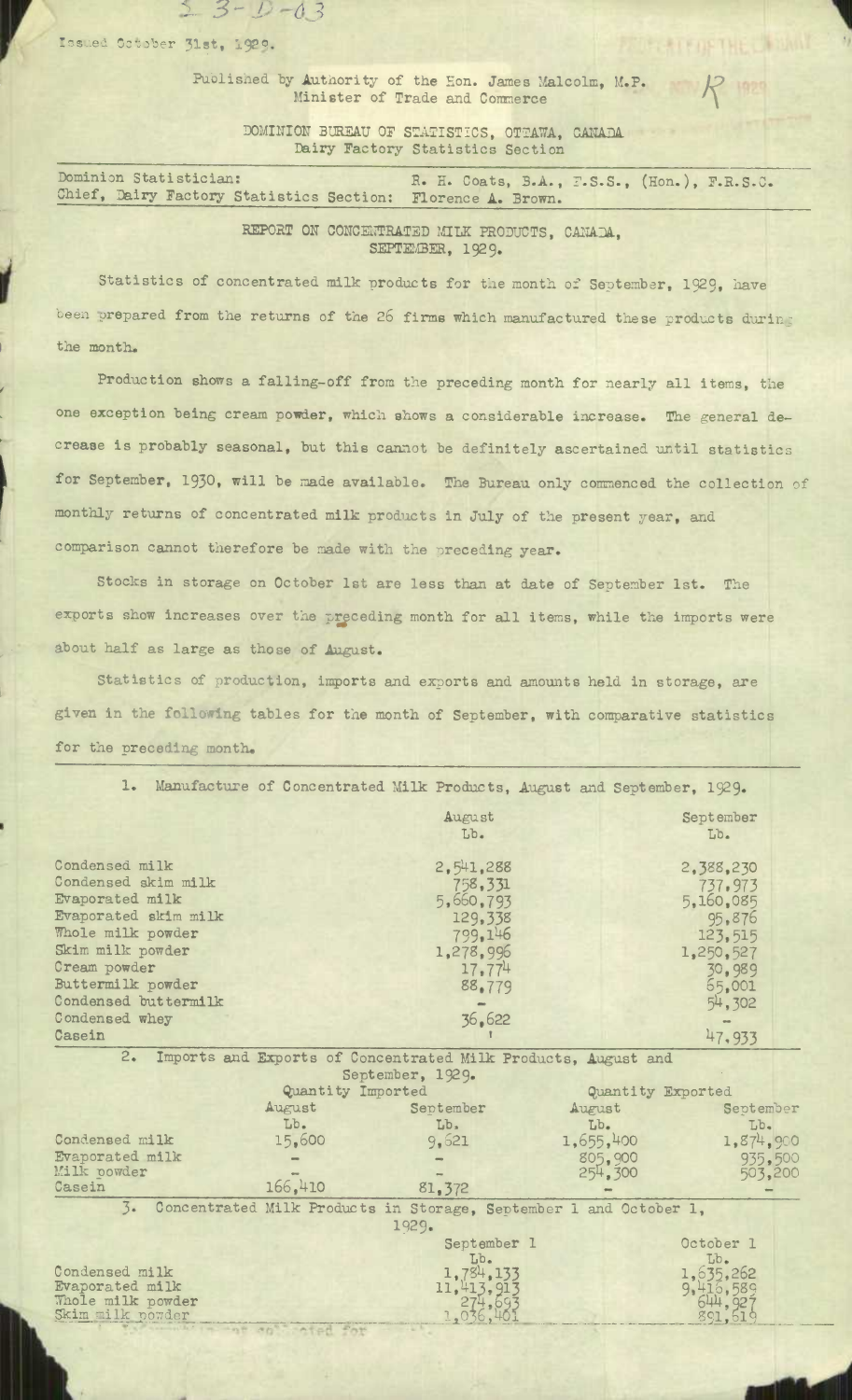Issued October 31st, 1929.

Published by Authority of the Hon. James Malcolm, M.P.
Minister of Trade and Commerce

DOMINION BUREAU OF STATISTICS, OTTAWA, CANADA
Dairy Factory Statistics Section

Dominion Statistician: R. H. Coats, B.A., F.S.S., (Hon.), F.R.S.C.
Chief, Dairy Factory Statistics Section: Florence A. Brown.

## REPORT ON CONCENTRATED MILK PRODUCTS, CANADA, SEPTEMBER, 1929.

Statistics of concentrated milk products for the month of September, 1929, have been prepared from the returns of the 26 firms which manufactured these products during the month.

Production shows a falling-off from the preceding month for nearly all items, the one exception being cream powder, which shows a considerable increase. The general decrease is probably seasonal, but this cannot be definitely ascertained until statistics for September, 1930, will be made available. The Bureau only commenced the collection of monthly returns of concentrated milk products in July of the present year, and comparison cannot therefore be made with the preceding year.

Stocks in storage on October 1st are less than at date of September 1st. The exports show increases over the preceding month for all items, while the imports were about half as large as those of August.

Statistics of production, imports and exports and amounts held in storage, are given in the following tables for the month of September, with comparative statistics for the preceding month.

1. Manufacture of Concentrated Milk Products, August and September, 1929.

| | August Lb. | September Lb. |
|---|---|---|
| Condensed milk | 2,541,288 | 2,388,230 |
| Condensed skim milk | 758,331 | 737,973 |
| Evaporated milk | 5,660,793 | 5,160,085 |
| Evaporated skim milk | 129,338 | 95,876 |
| Whole milk powder | 799,146 | 123,515 |
| Skim milk powder | 1,278,996 | 1,250,527 |
| Cream powder | 17,774 | 30,989 |
| Buttermilk powder | 88,779 | 65,001 |
| Condensed buttermilk | - | 54,302 |
| Condensed whey | 36,622 | - |
| Casein | ' | 47,933 |

2. Imports and Exports of Concentrated Milk Products, August and September, 1929.

| | Quantity Imported | | Quantity Exported | |
|---|---|---|---|---|
| | August Lb. | September Lb. | August Lb. | September Lb. |
| Condensed milk | 15,600 | 9,621 | 1,655,400 | 1,874,900 |
| Evaporated milk | - | - | 805,900 | 935,500 |
| Milk powder | - | - | 254,300 | 503,200 |
| Casein | 166,410 | 81,372 | - | - |

3. Concentrated Milk Products in Storage, September 1 and October 1, 1929.

| | September 1 Lb. | October 1 Lb. |
|---|---|---|
| Condensed milk | 1,784,133 | 1,635,262 |
| Evaporated milk | 11,413,913 | 9,416,589 |
| Whole milk powder | 274,693 | 644,927 |
| Skim milk powder | 1,036,401 | 891,619 |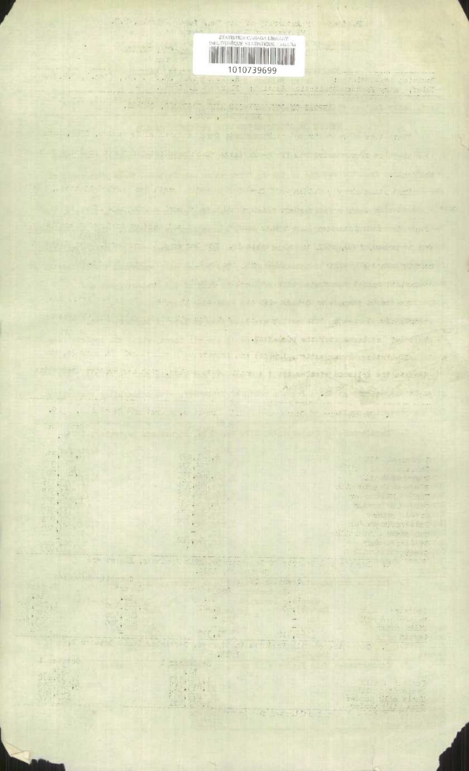STATISTICS CANADA LIBRARY
BIBLIOTHÈQUE STATISTIQUE CANADA

1010739699